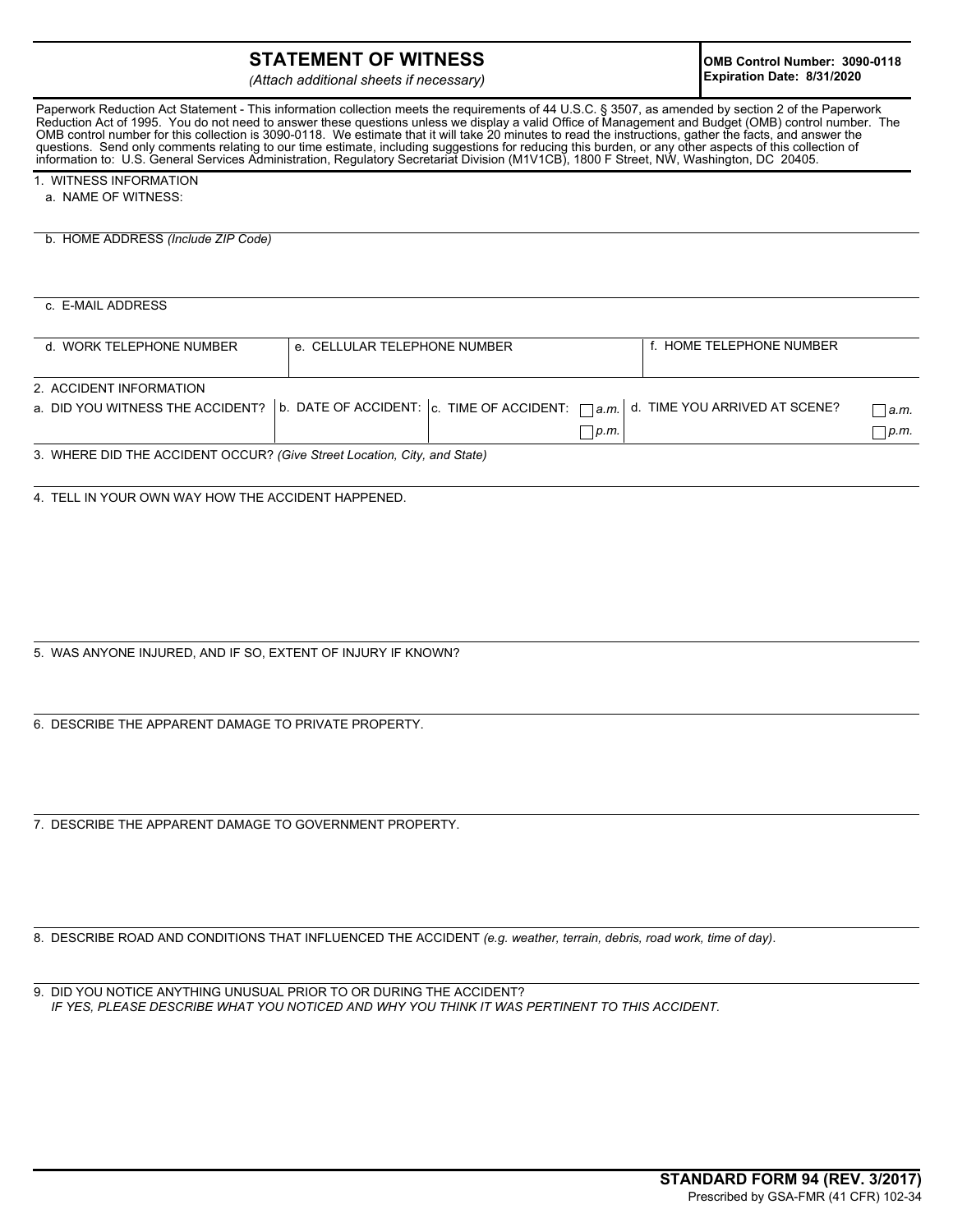# STATEMENT OF WITNESS

*(Attach additional sheets if necessary)*

**OMB Control Number: 3090-0118**
**Expiration Date: 8/31/2020**

Paperwork Reduction Act Statement - This information collection meets the requirements of 44 U.S.C. § 3507, as amended by section 2 of the Paperwork Reduction Act of 1995. You do not need to answer these questions unless we display a valid Office of Management and Budget (OMB) control number. The OMB control number for this collection is 3090-0118. We estimate that it will take 20 minutes to read the instructions, gather the facts, and answer the questions. Send only comments relating to our time estimate, including suggestions for reducing this burden, or any other aspects of this collection of information to: U.S. General Services Administration, Regulatory Secretariat Division (M1V1CB), 1800 F Street, NW, Washington, DC 20405.

1. WITNESS INFORMATION

a. NAME OF WITNESS:

b. HOME ADDRESS *(Include ZIP Code)*

c. E-MAIL ADDRESS

| d. WORK TELEPHONE NUMBER | e. CELLULAR TELEPHONE NUMBER | f. HOME TELEPHONE NUMBER |
|---|---|---|
| | | |

2. ACCIDENT INFORMATION

| a. DID YOU WITNESS THE ACCIDENT? | b. DATE OF ACCIDENT: | c. TIME OF ACCIDENT: ☐ *a.m.* ☐ *p.m.* | d. TIME YOU ARRIVED AT SCENE? ☐ *a.m.* ☐ *p.m.* |
|---|---|---|---|
| | | | |

3. WHERE DID THE ACCIDENT OCCUR? *(Give Street Location, City, and State)*

4. TELL IN YOUR OWN WAY HOW THE ACCIDENT HAPPENED.

5. WAS ANYONE INJURED, AND IF SO, EXTENT OF INJURY IF KNOWN?

6. DESCRIBE THE APPARENT DAMAGE TO PRIVATE PROPERTY.

7. DESCRIBE THE APPARENT DAMAGE TO GOVERNMENT PROPERTY.

8. DESCRIBE ROAD AND CONDITIONS THAT INFLUENCED THE ACCIDENT *(e.g. weather, terrain, debris, road work, time of day).*

9. DID YOU NOTICE ANYTHING UNUSUAL PRIOR TO OR DURING THE ACCIDENT?
*IF YES, PLEASE DESCRIBE WHAT YOU NOTICED AND WHY YOU THINK IT WAS PERTINENT TO THIS ACCIDENT.*

**STANDARD FORM 94 (REV. 3/2017)**
Prescribed by GSA-FMR (41 CFR) 102-34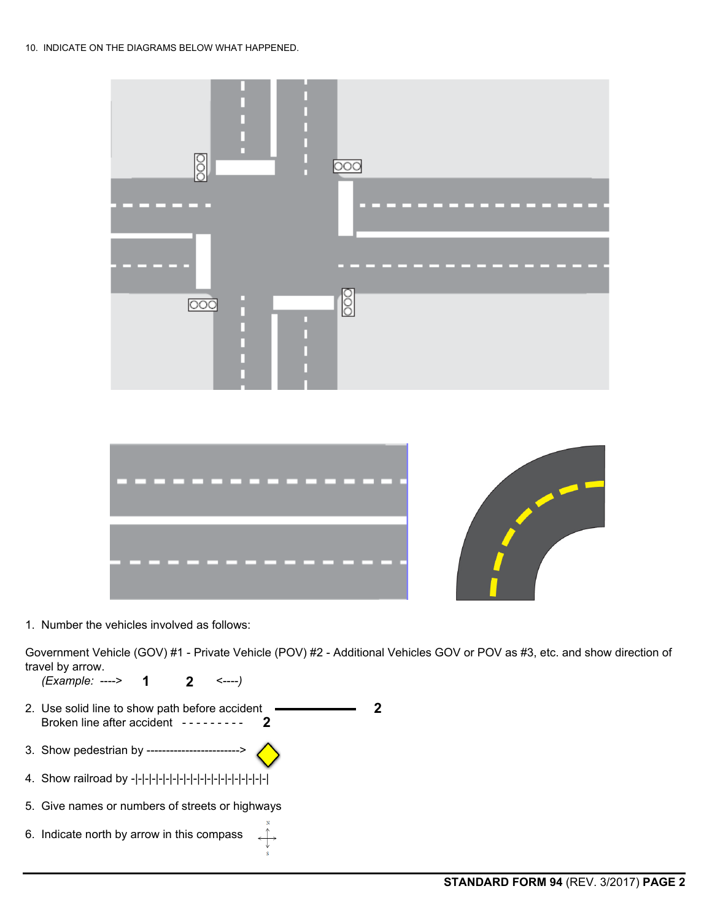10. INDICATE ON THE DIAGRAMS BELOW WHAT HAPPENED.

1. Number the vehicles involved as follows:

Government Vehicle (GOV) #1 - Private Vehicle (POV) #2 - Additional Vehicles GOV or POV as #3, etc. and show direction of travel by arrow.
(*Example:* ----> **1** **2** <----)

2. Use solid line to show path before accident ———— **2**
   Broken line after accident - - - - - - - - - **2**

3. Show pedestrian by ------------------------->

4. Show railroad by -|-|-|-|-|-|-|-|-|-|-|-|-|-|-|-|-|-|-|-|-|-|

5. Give names or numbers of streets or highways

6. Indicate north by arrow in this compass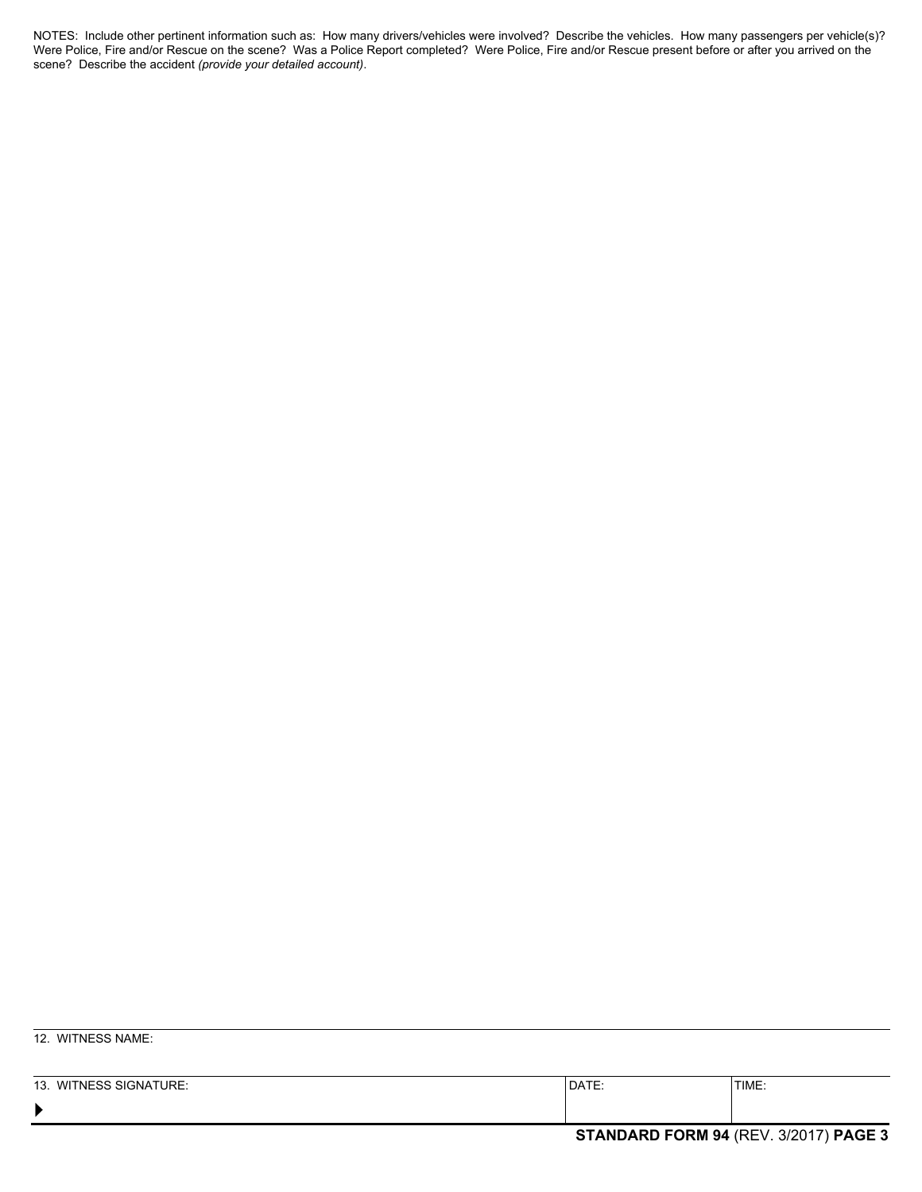NOTES: Include other pertinent information such as: How many drivers/vehicles were involved? Describe the vehicles. How many passengers per vehicle(s)? Were Police, Fire and/or Rescue on the scene? Was a Police Report completed? Were Police, Fire and/or Rescue present before or after you arrived on the scene? Describe the accident *(provide your detailed account)*.

12. WITNESS NAME:

| 13. WITNESS SIGNATURE: | DATE: | TIME: |
| --- | --- | --- |
| ▶ | | |

**STANDARD FORM 94** (REV. 3/2017)